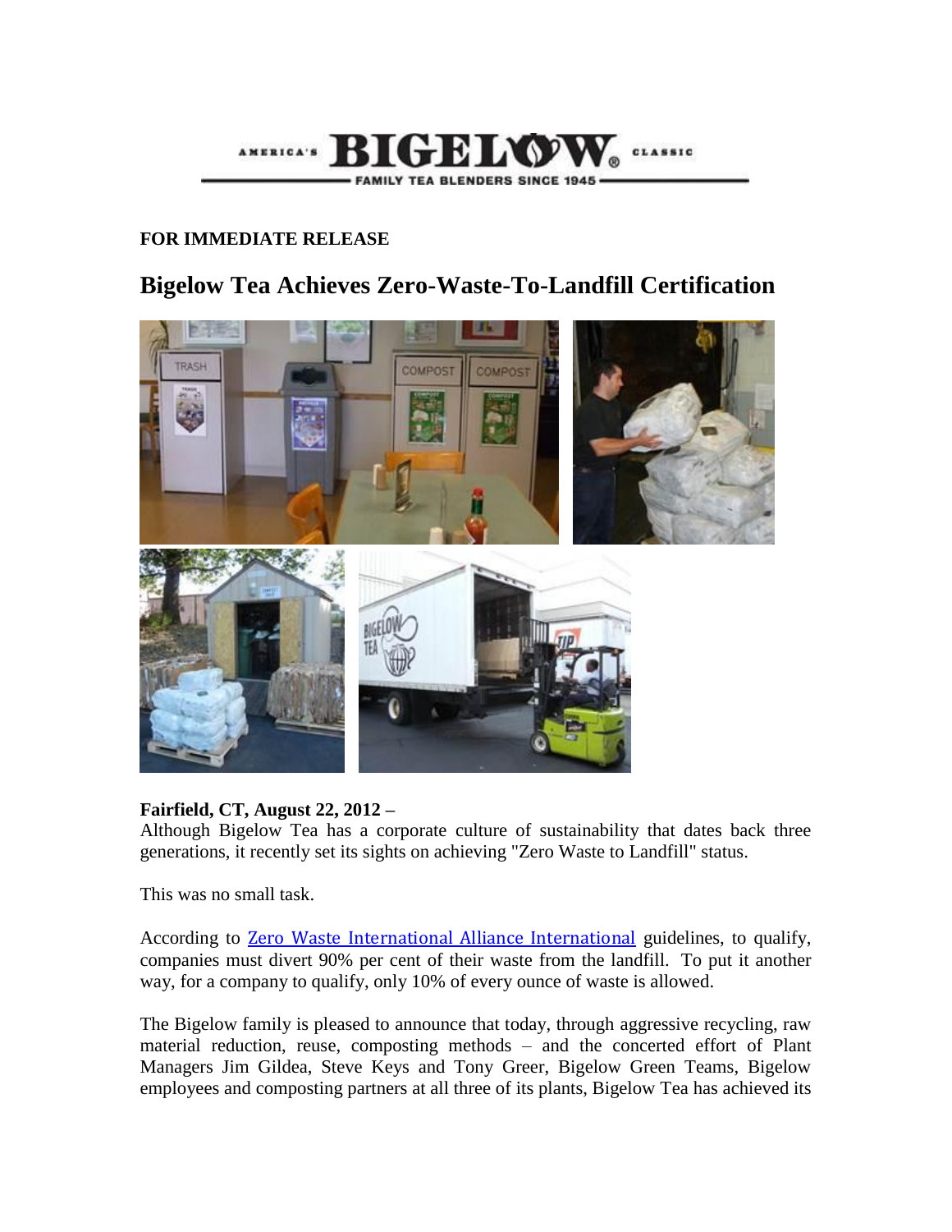AMERICA'S **BIGELOW** CLASSIC

FAMILY TEA BLENDERS SINCE 1945

**FOR IMMEDIATE RELEASE**

# Bigelow Tea Achieves Zero-Waste-To-Landfill Certification

**Fairfield, CT, August 22, 2012 –**

Although Bigelow Tea has a corporate culture of sustainability that dates back three generations, it recently set its sights on achieving "Zero Waste to Landfill" status.

This was no small task.

According to [Zero Waste International Alliance International]() guidelines, to qualify, companies must divert 90% per cent of their waste from the landfill. To put it another way, for a company to qualify, only 10% of every ounce of waste is allowed.

The Bigelow family is pleased to announce that today, through aggressive recycling, raw material reduction, reuse, composting methods – and the concerted effort of Plant Managers Jim Gildea, Steve Keys and Tony Greer, Bigelow Green Teams, Bigelow employees and composting partners at all three of its plants, Bigelow Tea has achieved its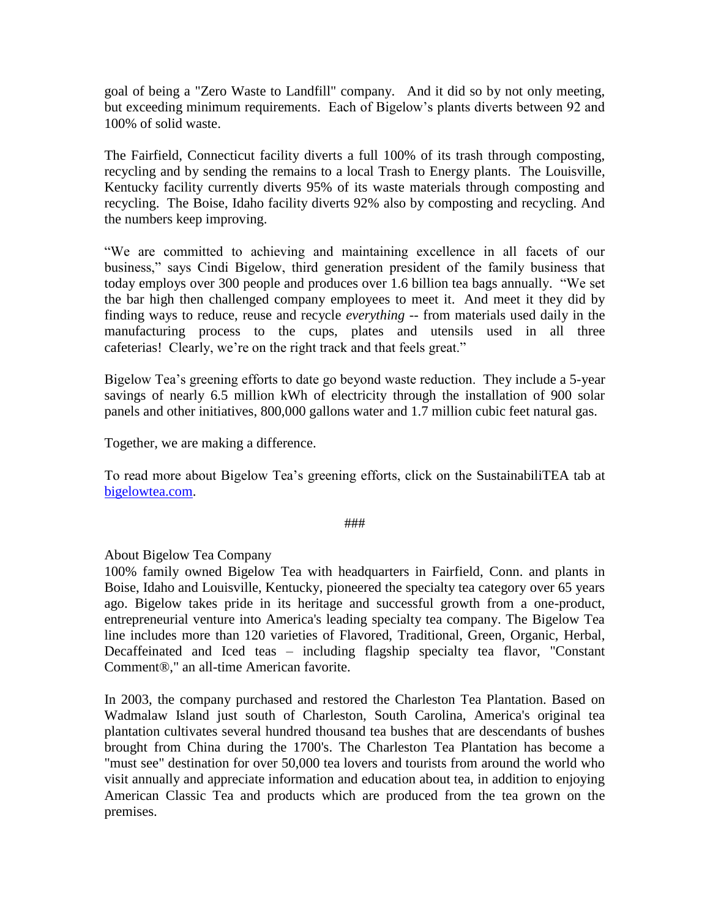goal of being a "Zero Waste to Landfill" company. And it did so by not only meeting, but exceeding minimum requirements. Each of Bigelow's plants diverts between 92 and 100% of solid waste.

The Fairfield, Connecticut facility diverts a full 100% of its trash through composting, recycling and by sending the remains to a local Trash to Energy plants. The Louisville, Kentucky facility currently diverts 95% of its waste materials through composting and recycling. The Boise, Idaho facility diverts 92% also by composting and recycling. And the numbers keep improving.

"We are committed to achieving and maintaining excellence in all facets of our business," says Cindi Bigelow, third generation president of the family business that today employs over 300 people and produces over 1.6 billion tea bags annually. "We set the bar high then challenged company employees to meet it. And meet it they did by finding ways to reduce, reuse and recycle *everything* -- from materials used daily in the manufacturing process to the cups, plates and utensils used in all three cafeterias! Clearly, we're on the right track and that feels great."

Bigelow Tea's greening efforts to date go beyond waste reduction. They include a 5-year savings of nearly 6.5 million kWh of electricity through the installation of 900 solar panels and other initiatives, 800,000 gallons water and 1.7 million cubic feet natural gas.

Together, we are making a difference.

To read more about Bigelow Tea's greening efforts, click on the SustainabiliTEA tab at [bigelowtea.com](bigelowtea.com).

###

About Bigelow Tea Company

100% family owned Bigelow Tea with headquarters in Fairfield, Conn. and plants in Boise, Idaho and Louisville, Kentucky, pioneered the specialty tea category over 65 years ago. Bigelow takes pride in its heritage and successful growth from a one-product, entrepreneurial venture into America's leading specialty tea company. The Bigelow Tea line includes more than 120 varieties of Flavored, Traditional, Green, Organic, Herbal, Decaffeinated and Iced teas – including flagship specialty tea flavor, "Constant Comment®," an all-time American favorite.

In 2003, the company purchased and restored the Charleston Tea Plantation. Based on Wadmalaw Island just south of Charleston, South Carolina, America's original tea plantation cultivates several hundred thousand tea bushes that are descendants of bushes brought from China during the 1700's. The Charleston Tea Plantation has become a "must see" destination for over 50,000 tea lovers and tourists from around the world who visit annually and appreciate information and education about tea, in addition to enjoying American Classic Tea and products which are produced from the tea grown on the premises.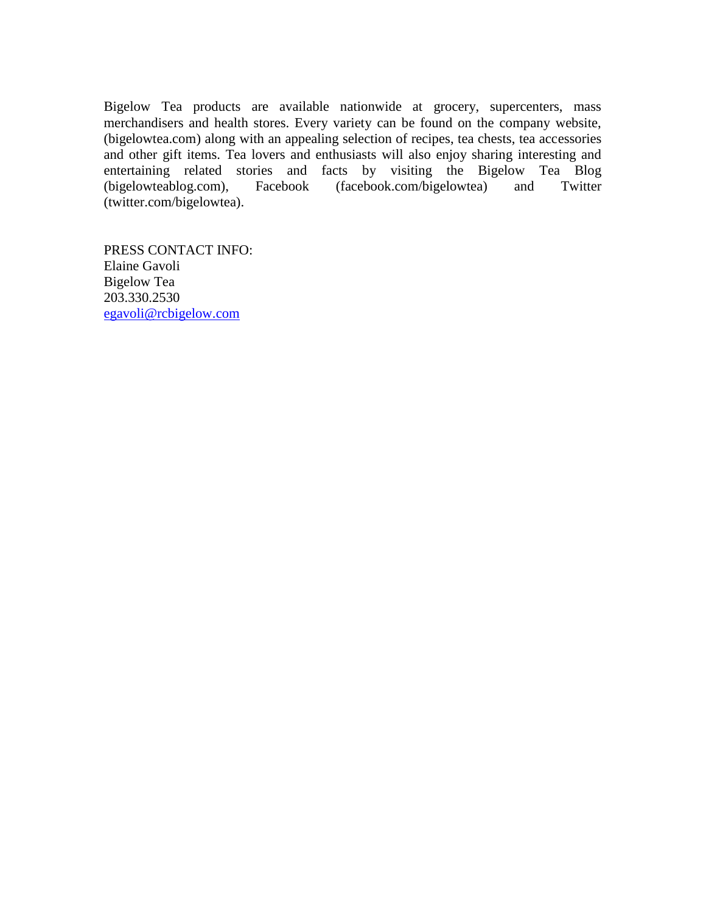Bigelow Tea products are available nationwide at grocery, supercenters, mass merchandisers and health stores. Every variety can be found on the company website, (bigelowtea.com) along with an appealing selection of recipes, tea chests, tea accessories and other gift items. Tea lovers and enthusiasts will also enjoy sharing interesting and entertaining related stories and facts by visiting the Bigelow Tea Blog (bigelowteablog.com), Facebook (facebook.com/bigelowtea) and Twitter (twitter.com/bigelowtea).

PRESS CONTACT INFO:
Elaine Gavoli
Bigelow Tea
203.330.2530
egavoli@rcbigelow.com